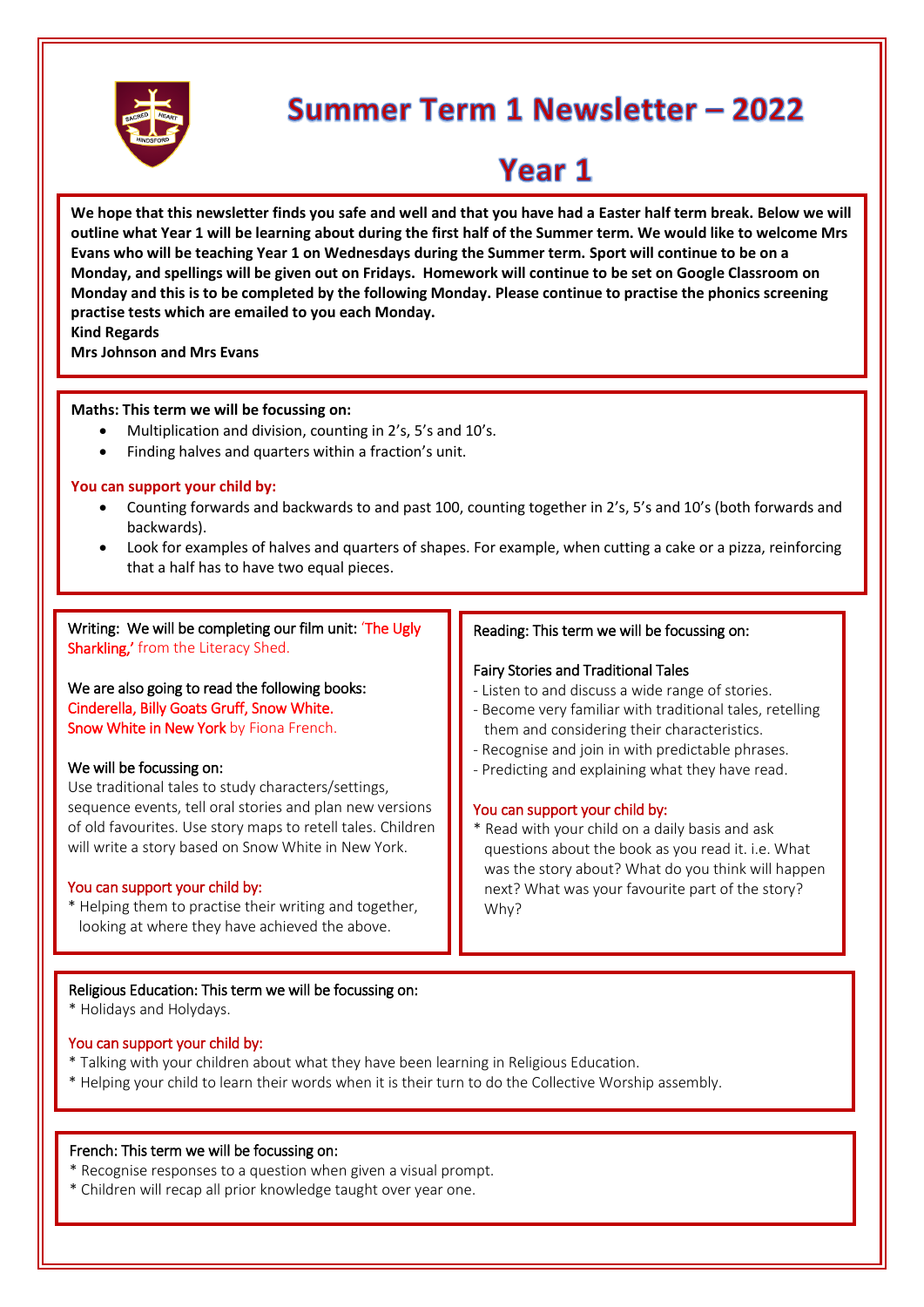# Summer Term 1 Newsletter – 2022

# Year 1

**We hope that this newsletter finds you safe and well and that you have had a Easter half term break. Below we will outline what Year 1 will be learning about during the first half of the Summer term. We would like to welcome Mrs Evans who will be teaching Year 1 on Wednesdays during the Summer term. Sport will continue to be on a Monday, and spellings will be given out on Fridays. Homework will continue to be set on Google Classroom on Monday and this is to be completed by the following Monday. Please continue to practise the phonics screening practise tests which are emailed to you each Monday.**

**Kind Regards**

**Mrs Johnson and Mrs Evans**

**Maths: This term we will be focussing on:**

- Multiplication and division, counting in 2's, 5's and 10's.
- Finding halves and quarters within a fraction's unit.

**You can support your child by:**

- Counting forwards and backwards to and past 100, counting together in 2's, 5's and 10's (both forwards and backwards).
- Look for examples of halves and quarters of shapes. For example, when cutting a cake or a pizza, reinforcing that a half has to have two equal pieces.

Writing: We will be completing our film unit: 'The Ugly Sharkling,' from the Literacy Shed.

We are also going to read the following books:
Cinderella, Billy Goats Gruff, Snow White.
Snow White in New York by Fiona French.

We will be focussing on:
Use traditional tales to study characters/settings, sequence events, tell oral stories and plan new versions of old favourites. Use story maps to retell tales. Children will write a story based on Snow White in New York.

You can support your child by:
* Helping them to practise their writing and together, looking at where they have achieved the above.

Reading: This term we will be focussing on:

Fairy Stories and Traditional Tales
- Listen to and discuss a wide range of stories.
- Become very familiar with traditional tales, retelling them and considering their characteristics.
- Recognise and join in with predictable phrases.
- Predicting and explaining what they have read.

You can support your child by:
* Read with your child on a daily basis and ask questions about the book as you read it. i.e. What was the story about? What do you think will happen next? What was your favourite part of the story? Why?

Religious Education: This term we will be focussing on:
* Holidays and Holydays.

You can support your child by:
* Talking with your children about what they have been learning in Religious Education.
* Helping your child to learn their words when it is their turn to do the Collective Worship assembly.

French: This term we will be focussing on:
* Recognise responses to a question when given a visual prompt.
* Children will recap all prior knowledge taught over year one.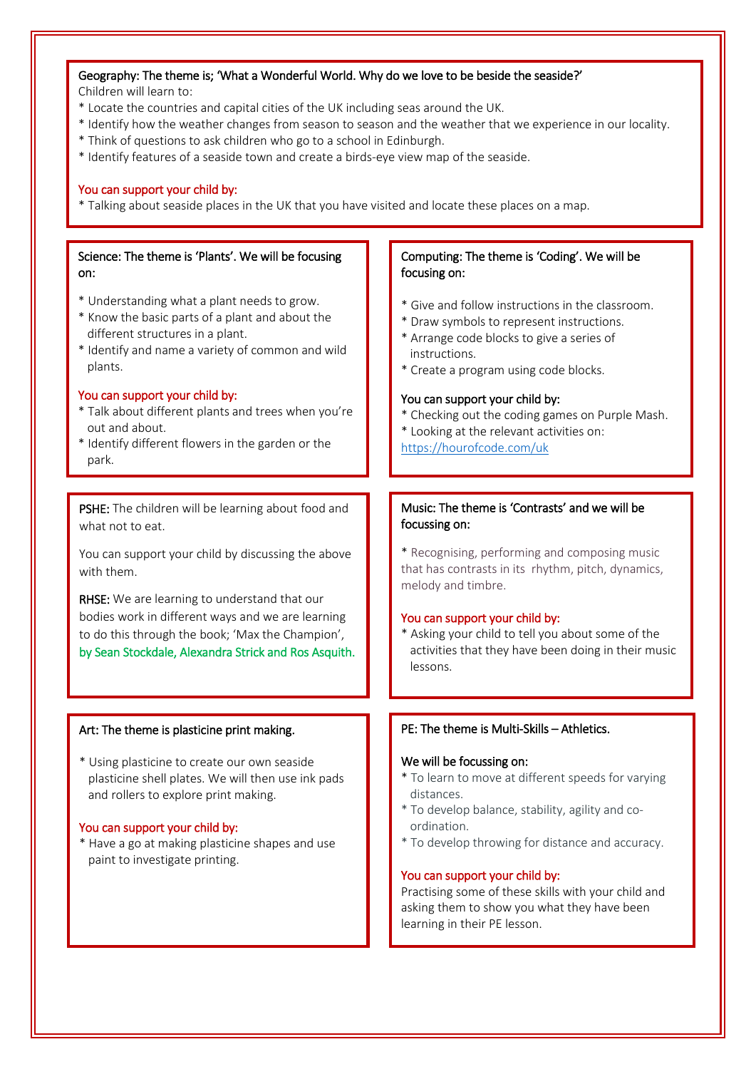## Geography: The theme is; 'What a Wonderful World. Why do we love to be beside the seaside?'

Children will learn to:

* Locate the countries and capital cities of the UK including seas around the UK.
* Identify how the weather changes from season to season and the weather that we experience in our locality.
* Think of questions to ask children who go to a school in Edinburgh.
* Identify features of a seaside town and create a birds-eye view map of the seaside.

**You can support your child by:**

* Talking about seaside places in the UK that you have visited and locate these places on a map.

## Science: The theme is 'Plants'. We will be focusing on:

* Understanding what a plant needs to grow.
* Know the basic parts of a plant and about the different structures in a plant.
* Identify and name a variety of common and wild plants.

**You can support your child by:**

* Talk about different plants and trees when you're out and about.
* Identify different flowers in the garden or the park.

## Computing: The theme is 'Coding'. We will be focusing on:

* Give and follow instructions in the classroom.
* Draw symbols to represent instructions.
* Arrange code blocks to give a series of instructions.
* Create a program using code blocks.

**You can support your child by:**

* Checking out the coding games on Purple Mash.
* Looking at the relevant activities on: https://hourofcode.com/uk

## PSHE:

The children will be learning about food and what not to eat.

You can support your child by discussing the above with them.

**RHSE:** We are learning to understand that our bodies work in different ways and we are learning to do this through the book; 'Max the Champion', by Sean Stockdale, Alexandra Strick and Ros Asquith.

## Music: The theme is 'Contrasts' and we will be focussing on:

* Recognising, performing and composing music that has contrasts in its rhythm, pitch, dynamics, melody and timbre.

**You can support your child by:**

* Asking your child to tell you about some of the activities that they have been doing in their music lessons.

## Art: The theme is plasticine print making.

* Using plasticine to create our own seaside plasticine shell plates. We will then use ink pads and rollers to explore print making.

**You can support your child by:**

* Have a go at making plasticine shapes and use paint to investigate printing.

## PE: The theme is Multi-Skills – Athletics.

**We will be focussing on:**

* To learn to move at different speeds for varying distances.
* To develop balance, stability, agility and co-ordination.
* To develop throwing for distance and accuracy.

**You can support your child by:**

Practising some of these skills with your child and asking them to show you what they have been learning in their PE lesson.